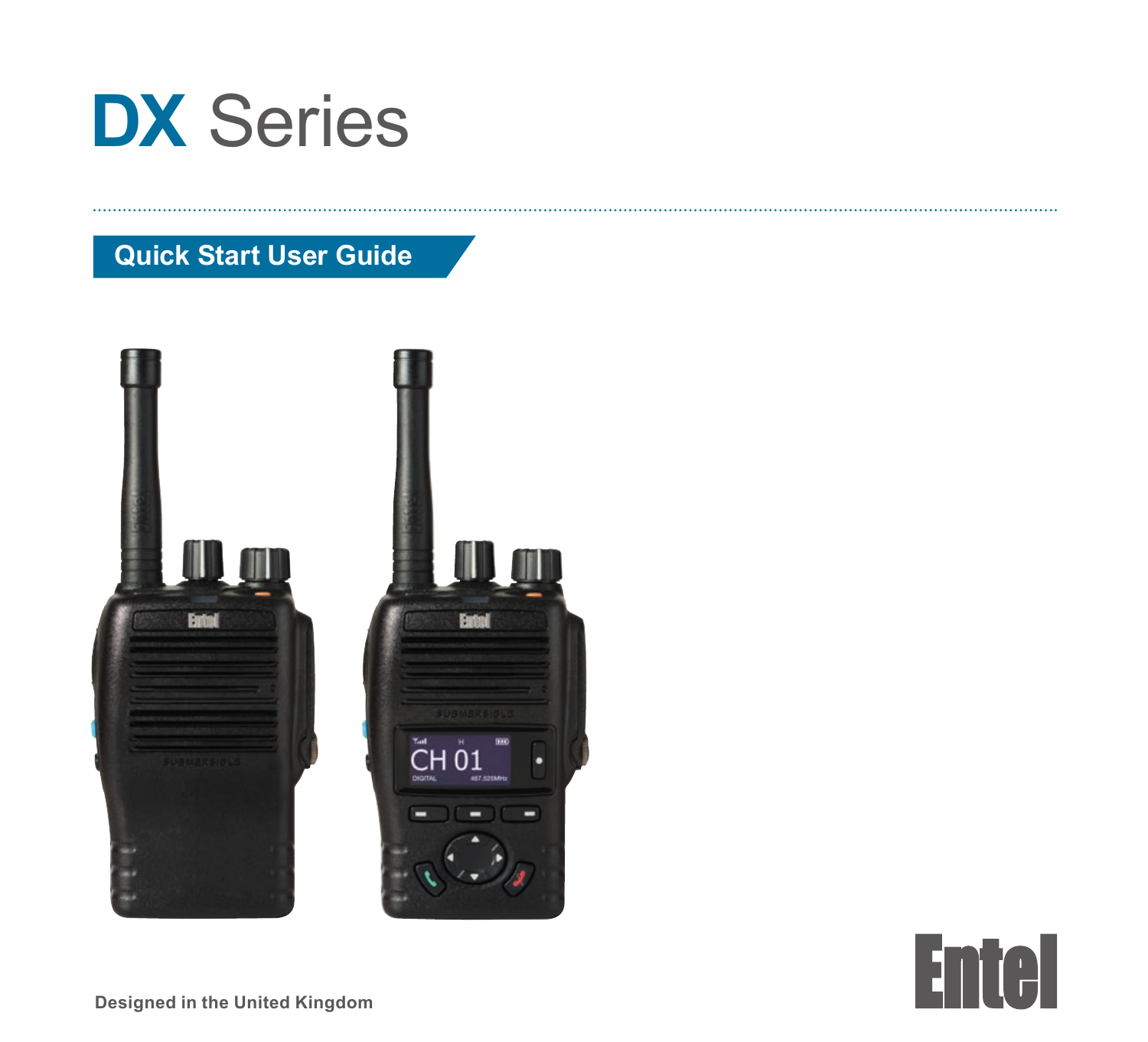# DX Series

## Quick Start User Guide

Designed in the United Kingdom

Entel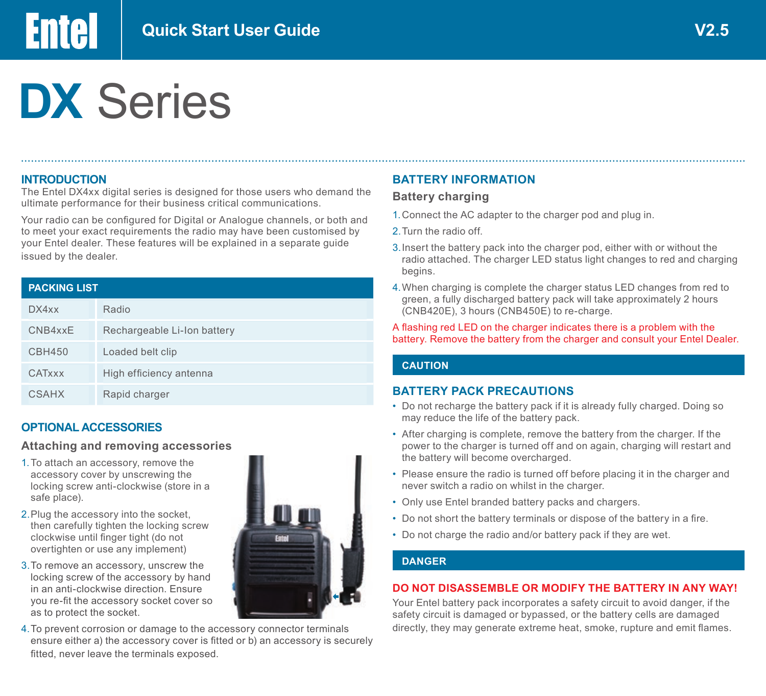# DX Series

Quick Start User Guide V2.5

## INTRODUCTION

The Entel DX4xx digital series is designed for those users who demand the ultimate performance for their business critical communications.

Your radio can be configured for Digital or Analogue channels, or both and to meet your exact requirements the radio may have been customised by your Entel dealer. These features will be explained in a separate guide issued by the dealer.

| PACKING LIST | |
|---|---|
| DX4xx | Radio |
| CNB4xxE | Rechargeable Li-Ion battery |
| CBH450 | Loaded belt clip |
| CATxxx | High efficiency antenna |
| CSAHX | Rapid charger |

## OPTIONAL ACCESSORIES

### Attaching and removing accessories

1. To attach an accessory, remove the accessory cover by unscrewing the locking screw anti-clockwise (store in a safe place).
2. Plug the accessory into the socket, then carefully tighten the locking screw clockwise until finger tight (do not overtighten or use any implement)
3. To remove an accessory, unscrew the locking screw of the accessory by hand in an anti-clockwise direction. Ensure you re-fit the accessory socket cover so as to protect the socket.
4. To prevent corrosion or damage to the accessory connector terminals ensure either a) the accessory cover is fitted or b) an accessory is securely fitted, never leave the terminals exposed.

## BATTERY INFORMATION

### Battery charging

1. Connect the AC adapter to the charger pod and plug in.
2. Turn the radio off.
3. Insert the battery pack into the charger pod, either with or without the radio attached. The charger LED status light changes to red and charging begins.
4. When charging is complete the charger status LED changes from red to green, a fully discharged battery pack will take approximately 2 hours (CNB420E), 3 hours (CNB450E) to re-charge.

A flashing red LED on the charger indicates there is a problem with the battery. Remove the battery from the charger and consult your Entel Dealer.

**CAUTION**

## BATTERY PACK PRECAUTIONS

- Do not recharge the battery pack if it is already fully charged. Doing so may reduce the life of the battery pack.
- After charging is complete, remove the battery from the charger. If the power to the charger is turned off and on again, charging will restart and the battery will become overcharged.
- Please ensure the radio is turned off before placing it in the charger and never switch a radio on whilst in the charger.
- Only use Entel branded battery packs and chargers.
- Do not short the battery terminals or dispose of the battery in a fire.
- Do not charge the radio and/or battery pack if they are wet.

**DANGER**

## DO NOT DISASSEMBLE OR MODIFY THE BATTERY IN ANY WAY!

Your Entel battery pack incorporates a safety circuit to avoid danger, if the safety circuit is damaged or bypassed, or the battery cells are damaged directly, they may generate extreme heat, smoke, rupture and emit flames.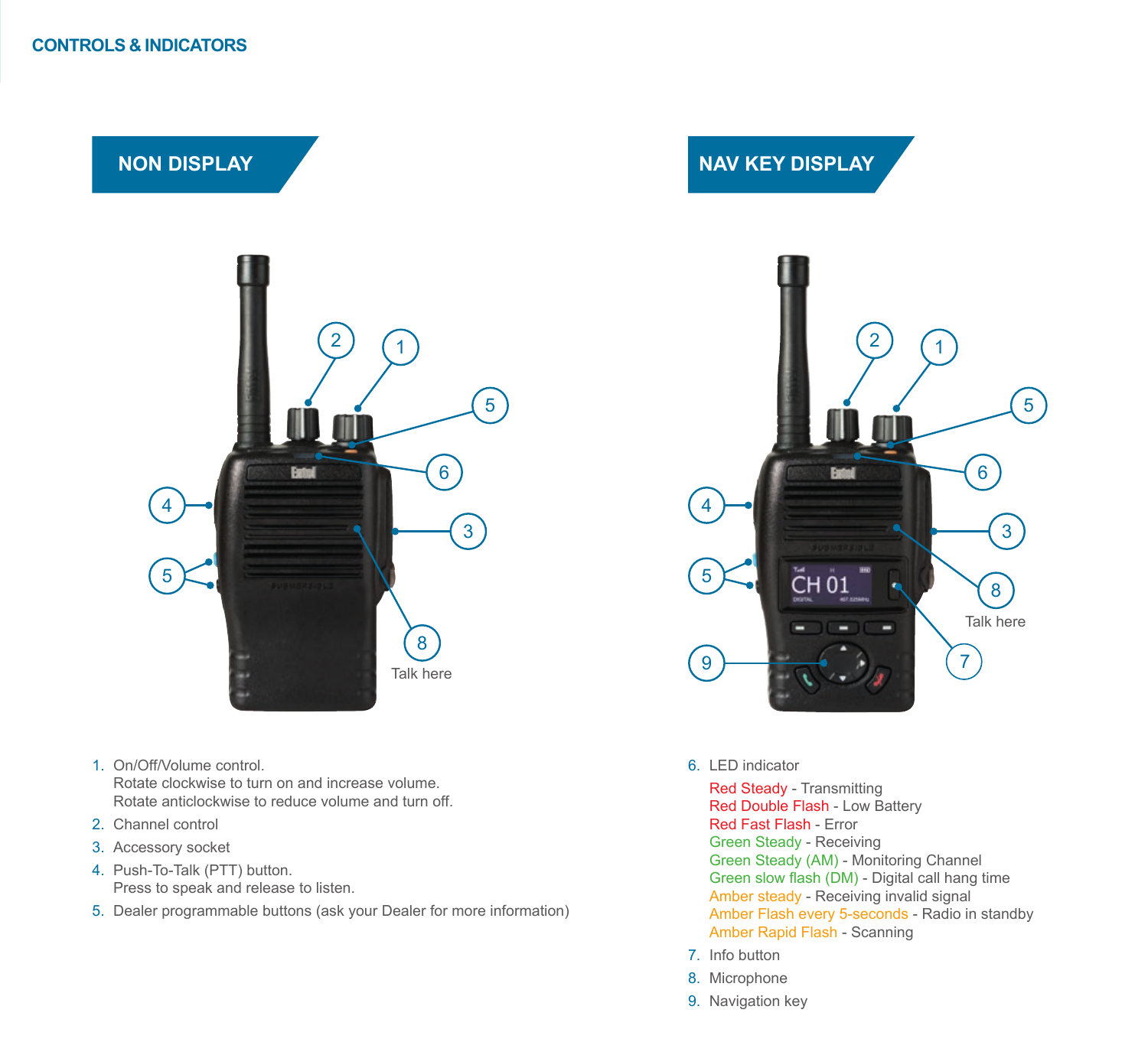## CONTROLS & INDICATORS

### NON DISPLAY

### NAV KEY DISPLAY

Talk here

Talk here

1. On/Off/Volume control.
   Rotate clockwise to turn on and increase volume.
   Rotate anticlockwise to reduce volume and turn off.
2. Channel control
3. Accessory socket
4. Push-To-Talk (PTT) button.
   Press to speak and release to listen.
5. Dealer programmable buttons (ask your Dealer for more information)
6. LED indicator

   Red Steady - Transmitting
   Red Double Flash - Low Battery
   Red Fast Flash - Error
   Green Steady - Receiving
   Green Steady (AM) - Monitoring Channel
   Green slow flash (DM) - Digital call hang time
   Amber steady - Receiving invalid signal
   Amber Flash every 5-seconds - Radio in standby
   Amber Rapid Flash - Scanning
7. Info button
8. Microphone
9. Navigation key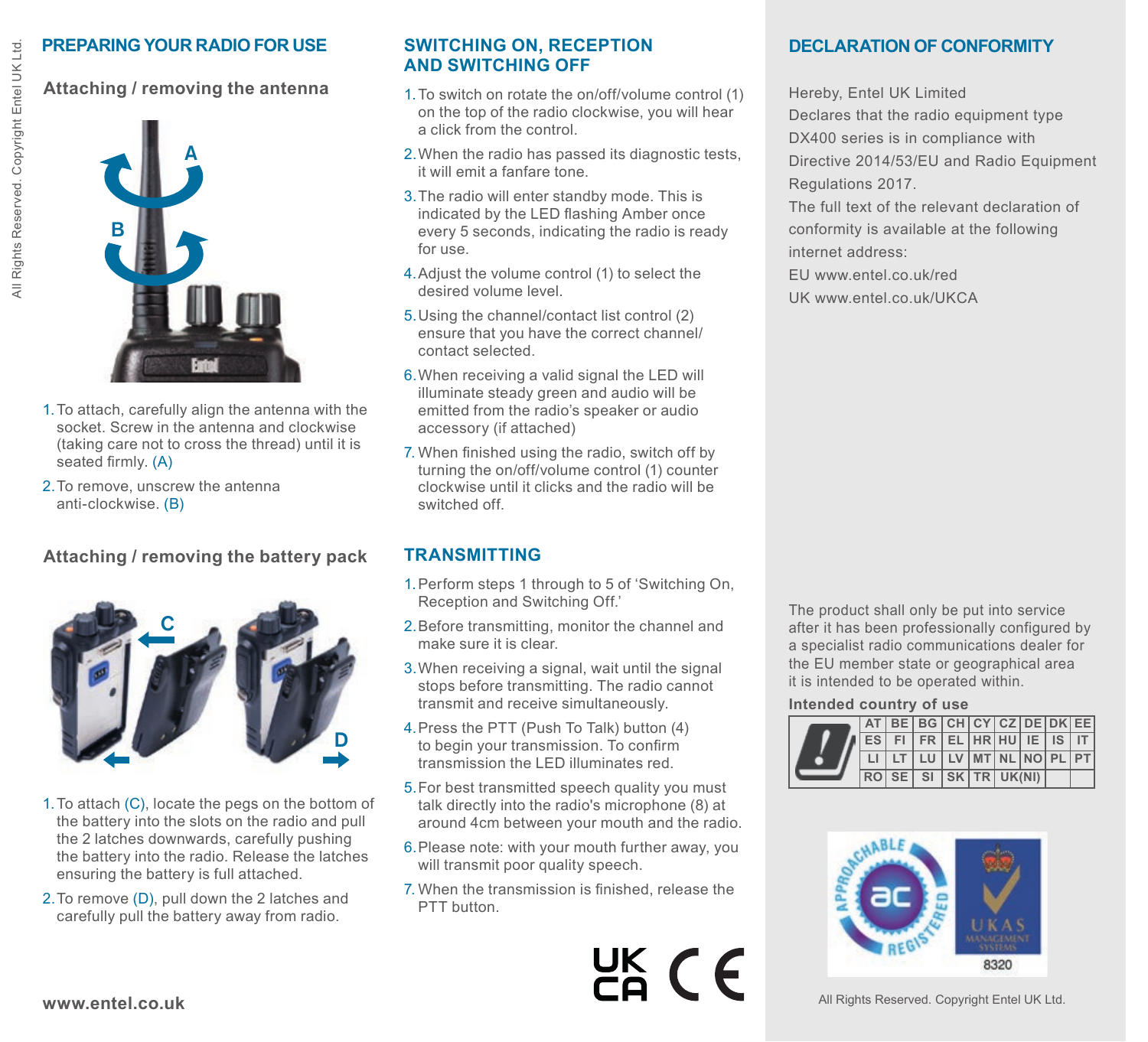## PREPARING YOUR RADIO FOR USE

### Attaching / removing the antenna

A

B

1. To attach, carefully align the antenna with the socket. Screw in the antenna and clockwise (taking care not to cross the thread) until it is seated firmly. (A)
2. To remove, unscrew the antenna anti-clockwise. (B)

### Attaching / removing the battery pack

C

D

1. To attach (C), locate the pegs on the bottom of the battery into the slots on the radio and pull the 2 latches downwards, carefully pushing the battery into the radio. Release the latches ensuring the battery is full attached.
2. To remove (D), pull down the 2 latches and carefully pull the battery away from radio.

**www.entel.co.uk**

## SWITCHING ON, RECEPTION AND SWITCHING OFF

1. To switch on rotate the on/off/volume control (1) on the top of the radio clockwise, you will hear a click from the control.
2. When the radio has passed its diagnostic tests, it will emit a fanfare tone.
3. The radio will enter standby mode. This is indicated by the LED flashing Amber once every 5 seconds, indicating the radio is ready for use.
4. Adjust the volume control (1) to select the desired volume level.
5. Using the channel/contact list control (2) ensure that you have the correct channel/ contact selected.
6. When receiving a valid signal the LED will illuminate steady green and audio will be emitted from the radio's speaker or audio accessory (if attached)
7. When finished using the radio, switch off by turning the on/off/volume control (1) counter clockwise until it clicks and the radio will be switched off.

## TRANSMITTING

1. Perform steps 1 through to 5 of 'Switching On, Reception and Switching Off.'
2. Before transmitting, monitor the channel and make sure it is clear.
3. When receiving a signal, wait until the signal stops before transmitting. The radio cannot transmit and receive simultaneously.
4. Press the PTT (Push To Talk) button (4) to begin your transmission. To confirm transmission the LED illuminates red.
5. For best transmitted speech quality you must talk directly into the radio's microphone (8) at around 4cm between your mouth and the radio.
6. Please note: with your mouth further away, you will transmit poor quality speech.
7. When the transmission is finished, release the PTT button.

UK CA CE

## DECLARATION OF CONFORMITY

Hereby, Entel UK Limited
Declares that the radio equipment type DX400 series is in compliance with Directive 2014/53/EU and Radio Equipment Regulations 2017.
The full text of the relevant declaration of conformity is available at the following internet address:
EU www.entel.co.uk/red
UK www.entel.co.uk/UKCA

The product shall only be put into service after it has been professionally configured by a specialist radio communications dealer for the EU member state or geographical area it is intended to be operated within.

**Intended country of use**

| | | | | | | | | |
|---|---|---|---|---|---|---|---|---|
| AT | BE | BG | CH | CY | CZ | DE | DK | EE |
| ES | FI | FR | EL | HR | HU | IE | IS | IT |
| LI | LT | LU | LV | MT | NL | NO | PL | PT |
| RO | SE | SI | SK | TR | UK(NI) | | | |

APPROACHABLE REGISTERED ac

UKAS MANAGEMENT SYSTEMS 8320

All Rights Reserved. Copyright Entel UK Ltd.